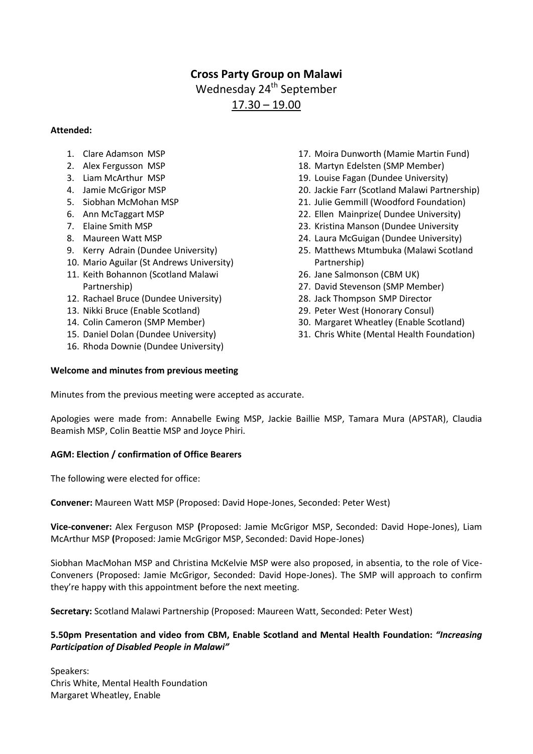# Cross Party Group on Malawi

Wednesday 24th September

17.30 – 19.00

**Attended:**

1. Clare Adamson MSP
2. Alex Fergusson MSP
3. Liam McArthur MSP
4. Jamie McGrigor MSP
5. Siobhan McMohan MSP
6. Ann McTaggart MSP
7. Elaine Smith MSP
8. Maureen Watt MSP
9. Kerry Adrain (Dundee University)
10. Mario Aguilar (St Andrews University)
11. Keith Bohannon (Scotland Malawi Partnership)
12. Rachael Bruce (Dundee University)
13. Nikki Bruce (Enable Scotland)
14. Colin Cameron (SMP Member)
15. Daniel Dolan (Dundee University)
16. Rhoda Downie (Dundee University)
17. Moira Dunworth (Mamie Martin Fund)
18. Martyn Edelsten (SMP Member)
19. Louise Fagan (Dundee University)
20. Jackie Farr (Scotland Malawi Partnership)
21. Julie Gemmill (Woodford Foundation)
22. Ellen Mainprize( Dundee University)
23. Kristina Manson (Dundee University
24. Laura McGuigan (Dundee University)
25. Matthews Mtumbuka (Malawi Scotland Partnership)
26. Jane Salmonson (CBM UK)
27. David Stevenson (SMP Member)
28. Jack Thompson SMP Director
29. Peter West (Honorary Consul)
30. Margaret Wheatley (Enable Scotland)
31. Chris White (Mental Health Foundation)

**Welcome and minutes from previous meeting**

Minutes from the previous meeting were accepted as accurate.

Apologies were made from: Annabelle Ewing MSP, Jackie Baillie MSP, Tamara Mura (APSTAR), Claudia Beamish MSP, Colin Beattie MSP and Joyce Phiri.

**AGM: Election / confirmation of Office Bearers**

The following were elected for office:

**Convener:** Maureen Watt MSP (Proposed: David Hope-Jones, Seconded: Peter West)

**Vice-convener:** Alex Ferguson MSP **(**Proposed: Jamie McGrigor MSP, Seconded: David Hope-Jones), Liam McArthur MSP **(**Proposed: Jamie McGrigor MSP, Seconded: David Hope-Jones)

Siobhan MacMohan MSP and Christina McKelvie MSP were also proposed, in absentia, to the role of Vice-Conveners (Proposed: Jamie McGrigor, Seconded: David Hope-Jones). The SMP will approach to confirm they're happy with this appointment before the next meeting.

**Secretary:** Scotland Malawi Partnership (Proposed: Maureen Watt, Seconded: Peter West)

**5.50pm Presentation and video from CBM, Enable Scotland and Mental Health Foundation:** ***"Increasing Participation of Disabled People in Malawi"***

Speakers:
Chris White, Mental Health Foundation
Margaret Wheatley, Enable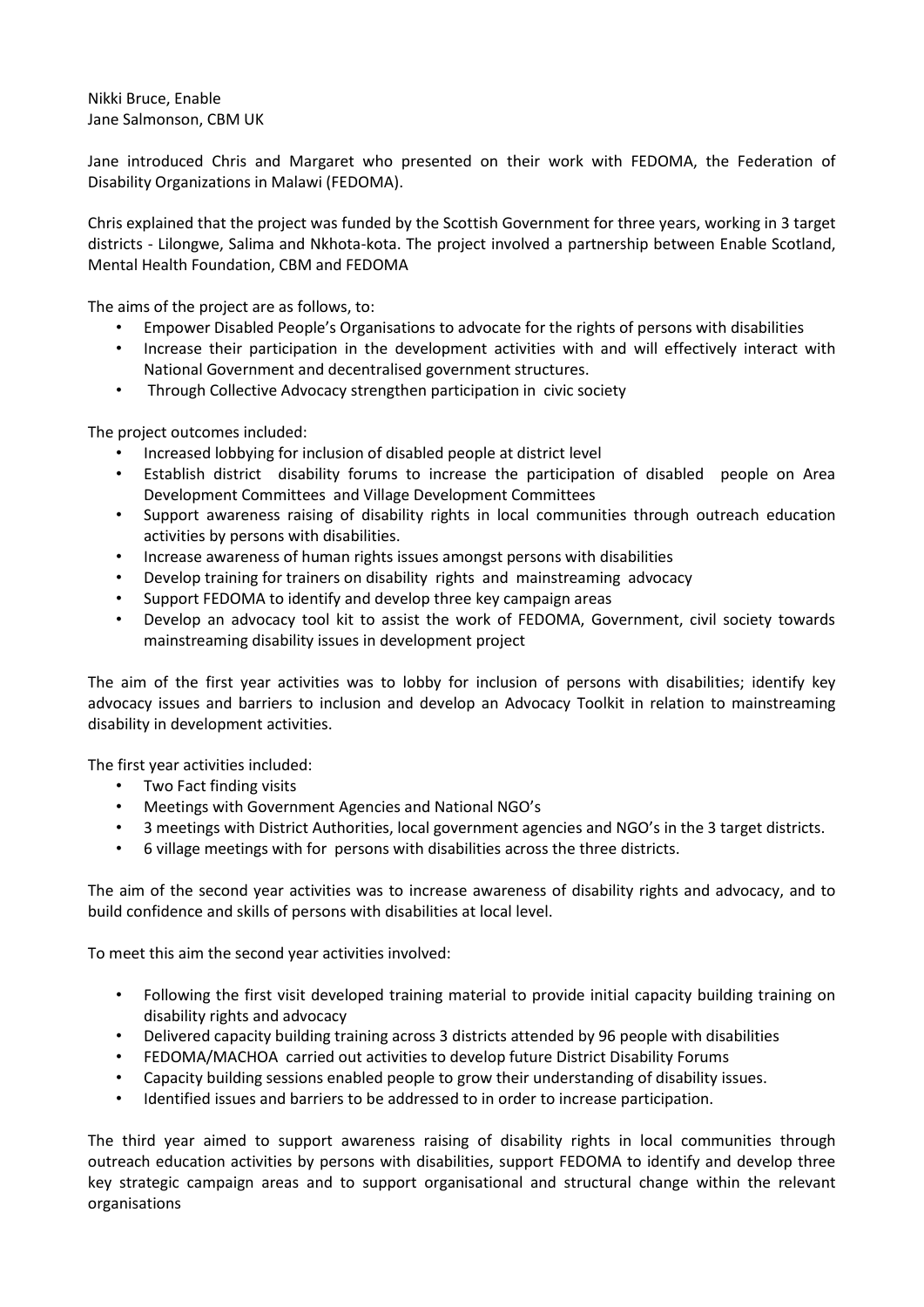Nikki Bruce, Enable
Jane Salmonson, CBM UK

Jane introduced Chris and Margaret who presented on their work with FEDOMA, the Federation of Disability Organizations in Malawi (FEDOMA).

Chris explained that the project was funded by the Scottish Government for three years, working in 3 target districts - Lilongwe, Salima and Nkhota-kota. The project involved a partnership between Enable Scotland, Mental Health Foundation, CBM and FEDOMA

The aims of the project are as follows, to:

- Empower Disabled People's Organisations to advocate for the rights of persons with disabilities
- Increase their participation in the development activities with and will effectively interact with National Government and decentralised government structures.
- Through Collective Advocacy strengthen participation in civic society

The project outcomes included:

- Increased lobbying for inclusion of disabled people at district level
- Establish district disability forums to increase the participation of disabled people on Area Development Committees and Village Development Committees
- Support awareness raising of disability rights in local communities through outreach education activities by persons with disabilities.
- Increase awareness of human rights issues amongst persons with disabilities
- Develop training for trainers on disability rights and mainstreaming advocacy
- Support FEDOMA to identify and develop three key campaign areas
- Develop an advocacy tool kit to assist the work of FEDOMA, Government, civil society towards mainstreaming disability issues in development project

The aim of the first year activities was to lobby for inclusion of persons with disabilities; identify key advocacy issues and barriers to inclusion and develop an Advocacy Toolkit in relation to mainstreaming disability in development activities.

The first year activities included:

- Two Fact finding visits
- Meetings with Government Agencies and National NGO's
- 3 meetings with District Authorities, local government agencies and NGO's in the 3 target districts.
- 6 village meetings with for persons with disabilities across the three districts.

The aim of the second year activities was to increase awareness of disability rights and advocacy, and to build confidence and skills of persons with disabilities at local level.

To meet this aim the second year activities involved:

- Following the first visit developed training material to provide initial capacity building training on disability rights and advocacy
- Delivered capacity building training across 3 districts attended by 96 people with disabilities
- FEDOMA/MACHOA carried out activities to develop future District Disability Forums
- Capacity building sessions enabled people to grow their understanding of disability issues.
- Identified issues and barriers to be addressed to in order to increase participation.

The third year aimed to support awareness raising of disability rights in local communities through outreach education activities by persons with disabilities, support FEDOMA to identify and develop three key strategic campaign areas and to support organisational and structural change within the relevant organisations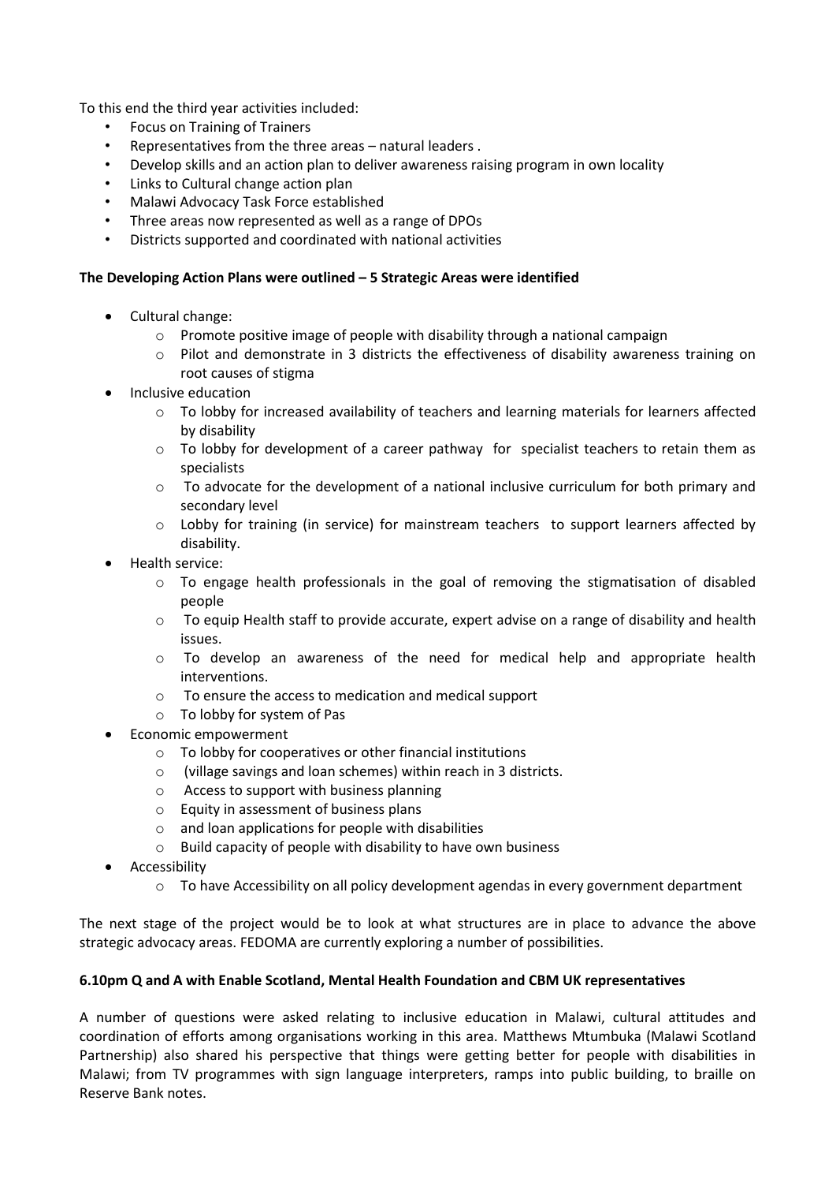To this end the third year activities included:

- Focus on Training of Trainers
- Representatives from the three areas – natural leaders .
- Develop skills and an action plan to deliver awareness raising program in own locality
- Links to Cultural change action plan
- Malawi Advocacy Task Force established
- Three areas now represented as well as a range of DPOs
- Districts supported and coordinated with national activities

**The Developing Action Plans were outlined – 5 Strategic Areas were identified**

- Cultural change:
  - Promote positive image of people with disability through a national campaign
  - Pilot and demonstrate in 3 districts the effectiveness of disability awareness training on root causes of stigma
- Inclusive education
  - To lobby for increased availability of teachers and learning materials for learners affected by disability
  - To lobby for development of a career pathway for specialist teachers to retain them as specialists
  - To advocate for the development of a national inclusive curriculum for both primary and secondary level
  - Lobby for training (in service) for mainstream teachers to support learners affected by disability.
- Health service:
  - To engage health professionals in the goal of removing the stigmatisation of disabled people
  - To equip Health staff to provide accurate, expert advise on a range of disability and health issues.
  - To develop an awareness of the need for medical help and appropriate health interventions.
  - To ensure the access to medication and medical support
  - To lobby for system of Pas
- Economic empowerment
  - To lobby for cooperatives or other financial institutions
  - (village savings and loan schemes) within reach in 3 districts.
  - Access to support with business planning
  - Equity in assessment of business plans
  - and loan applications for people with disabilities
  - Build capacity of people with disability to have own business
- Accessibility
  - To have Accessibility on all policy development agendas in every government department

The next stage of the project would be to look at what structures are in place to advance the above strategic advocacy areas. FEDOMA are currently exploring a number of possibilities.

**6.10pm Q and A with Enable Scotland, Mental Health Foundation and CBM UK representatives**

A number of questions were asked relating to inclusive education in Malawi, cultural attitudes and coordination of efforts among organisations working in this area. Matthews Mtumbuka (Malawi Scotland Partnership) also shared his perspective that things were getting better for people with disabilities in Malawi; from TV programmes with sign language interpreters, ramps into public building, to braille on Reserve Bank notes.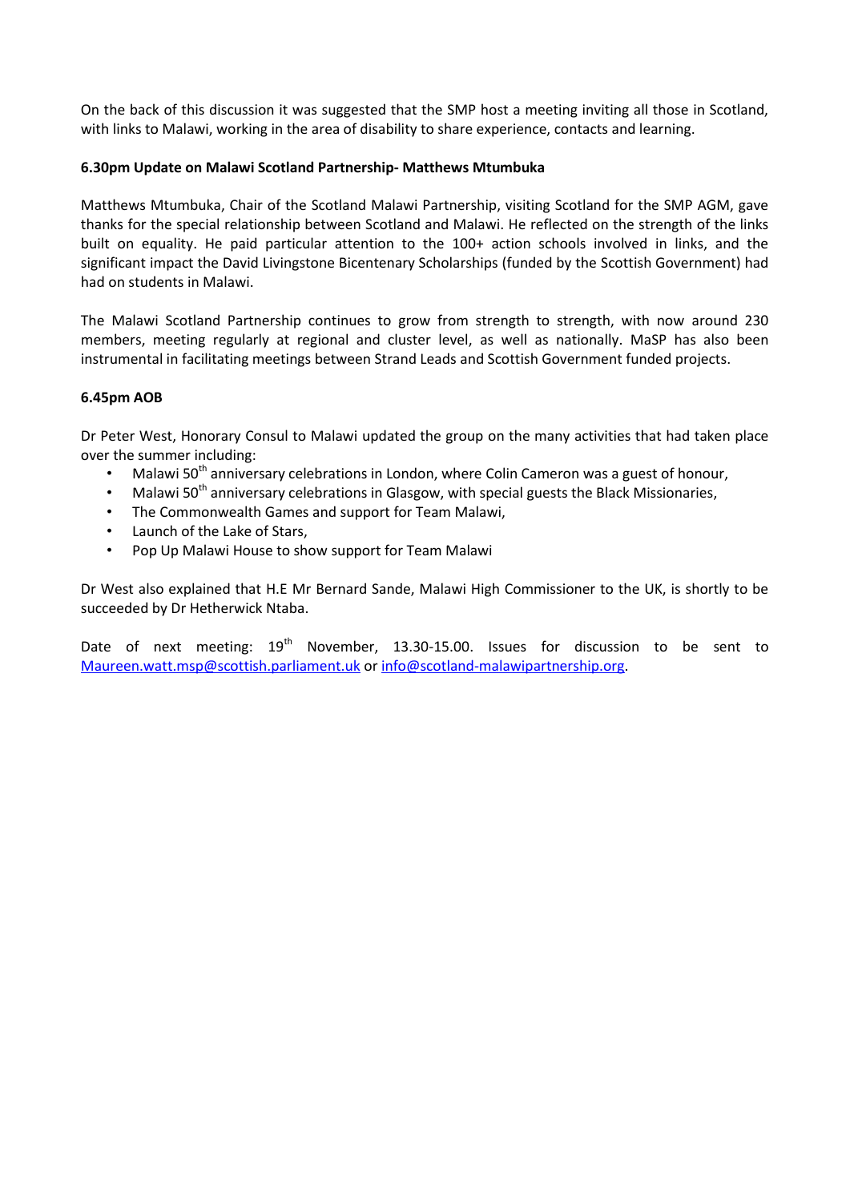On the back of this discussion it was suggested that the SMP host a meeting inviting all those in Scotland, with links to Malawi, working in the area of disability to share experience, contacts and learning.

**6.30pm Update on Malawi Scotland Partnership- Matthews Mtumbuka**

Matthews Mtumbuka, Chair of the Scotland Malawi Partnership, visiting Scotland for the SMP AGM, gave thanks for the special relationship between Scotland and Malawi. He reflected on the strength of the links built on equality. He paid particular attention to the 100+ action schools involved in links, and the significant impact the David Livingstone Bicentenary Scholarships (funded by the Scottish Government) had had on students in Malawi.

The Malawi Scotland Partnership continues to grow from strength to strength, with now around 230 members, meeting regularly at regional and cluster level, as well as nationally. MaSP has also been instrumental in facilitating meetings between Strand Leads and Scottish Government funded projects.

**6.45pm AOB**

Dr Peter West, Honorary Consul to Malawi updated the group on the many activities that had taken place over the summer including:

- Malawi 50th anniversary celebrations in London, where Colin Cameron was a guest of honour,
- Malawi 50th anniversary celebrations in Glasgow, with special guests the Black Missionaries,
- The Commonwealth Games and support for Team Malawi,
- Launch of the Lake of Stars,
- Pop Up Malawi House to show support for Team Malawi

Dr West also explained that H.E Mr Bernard Sande, Malawi High Commissioner to the UK, is shortly to be succeeded by Dr Hetherwick Ntaba.

Date of next meeting: 19th November, 13.30-15.00. Issues for discussion to be sent to Maureen.watt.msp@scottish.parliament.uk or info@scotland-malawipartnership.org.